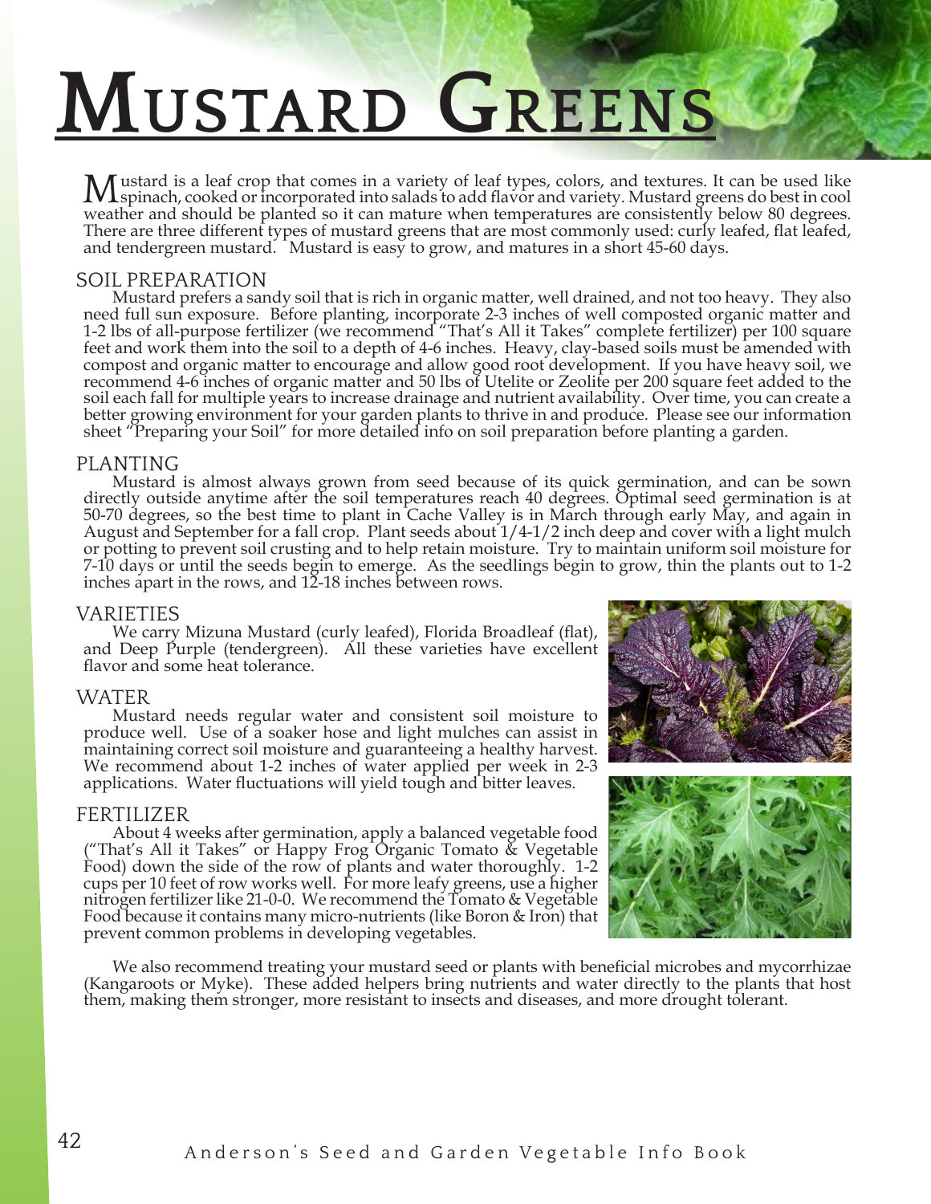# Mustard Greens

Mustard is a leaf crop that comes in a variety of leaf types, colors, and textures. It can be used like spinach, cooked or incorporated into salads to add flavor and variety. Mustard greens do best in cool weather and should be planted so it can mature when temperatures are consistently below 80 degrees. There are three different types of mustard greens that are most commonly used: curly leafed, flat leafed, and tendergreen mustard. Mustard is easy to grow, and matures in a short 45-60 days.

## SOIL PREPARATION

Mustard prefers a sandy soil that is rich in organic matter, well drained, and not too heavy. They also need full sun exposure. Before planting, incorporate 2-3 inches of well composted organic matter and 1-2 lbs of all-purpose fertilizer (we recommend "That's All it Takes" complete fertilizer) per 100 square feet and work them into the soil to a depth of 4-6 inches. Heavy, clay-based soils must be amended with compost and organic matter to encourage and allow good root development. If you have heavy soil, we recommend 4-6 inches of organic matter and 50 lbs of Utelite or Zeolite per 200 square feet added to the soil each fall for multiple years to increase drainage and nutrient availability. Over time, you can create a better growing environment for your garden plants to thrive in and produce. Please see our information sheet "Preparing your Soil" for more detailed info on soil preparation before planting a garden.

## PLANTING

Mustard is almost always grown from seed because of its quick germination, and can be sown directly outside anytime after the soil temperatures reach 40 degrees. Optimal seed germination is at 50-70 degrees, so the best time to plant in Cache Valley is in March through early May, and again in August and September for a fall crop. Plant seeds about 1/4-1/2 inch deep and cover with a light mulch or potting to prevent soil crusting and to help retain moisture. Try to maintain uniform soil moisture for 7-10 days or until the seeds begin to emerge. As the seedlings begin to grow, thin the plants out to 1-2 inches apart in the rows, and 12-18 inches between rows.

## VARIETIES

We carry Mizuna Mustard (curly leafed), Florida Broadleaf (flat), and Deep Purple (tendergreen). All these varieties have excellent flavor and some heat tolerance.

## WATER

Mustard needs regular water and consistent soil moisture to produce well. Use of a soaker hose and light mulches can assist in maintaining correct soil moisture and guaranteeing a healthy harvest. We recommend about 1-2 inches of water applied per week in 2-3 applications. Water fluctuations will yield tough and bitter leaves.

## FERTILIZER

About 4 weeks after germination, apply a balanced vegetable food ("That's All it Takes" or Happy Frog Organic Tomato & Vegetable Food) down the side of the row of plants and water thoroughly. 1-2 cups per 10 feet of row works well. For more leafy greens, use a higher nitrogen fertilizer like 21-0-0. We recommend the Tomato & Vegetable Food because it contains many micro-nutrients (like Boron & Iron) that prevent common problems in developing vegetables.

We also recommend treating your mustard seed or plants with beneficial microbes and mycorrhizae (Kangaroots or Myke). These added helpers bring nutrients and water directly to the plants that host them, making them stronger, more resistant to insects and diseases, and more drought tolerant.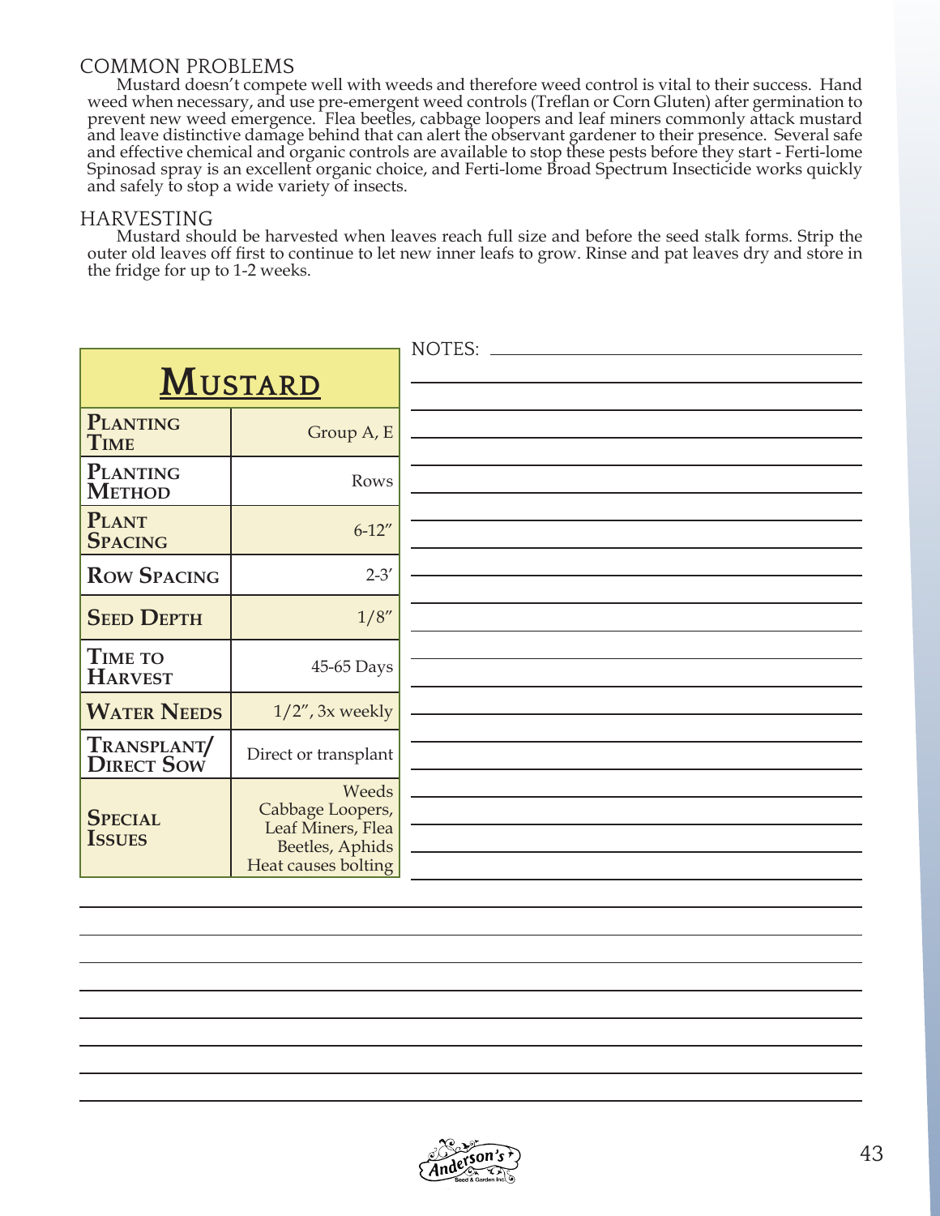## COMMON PROBLEMS

Mustard doesn't compete well with weeds and therefore weed control is vital to their success. Hand weed when necessary, and use pre-emergent weed controls (Treflan or Corn Gluten) after germination to prevent new weed emergence. Flea beetles, cabbage loopers and leaf miners commonly attack mustard and leave distinctive damage behind that can alert the observant gardener to their presence. Several safe and effective chemical and organic controls are available to stop these pests before they start - Ferti-lome Spinosad spray is an excellent organic choice, and Ferti-lome Broad Spectrum Insecticide works quickly and safely to stop a wide variety of insects.

## HARVESTING

Mustard should be harvested when leaves reach full size and before the seed stalk forms. Strip the outer old leaves off first to continue to let new inner leafs to grow. Rinse and pat leaves dry and store in the fridge for up to 1-2 weeks.

| Mustard | |
|---|---|
| Planting Time | Group A, E |
| Planting Method | Rows |
| Plant Spacing | 6-12″ |
| Row Spacing | 2-3′ |
| Seed Depth | 1/8″ |
| Time to Harvest | 45-65 Days |
| Water Needs | 1/2″, 3x weekly |
| Transplant/ Direct Sow | Direct or transplant |
| Special Issues | Weeds Cabbage Loopers, Leaf Miners, Flea Beetles, Aphids Heat causes bolting |

NOTES: